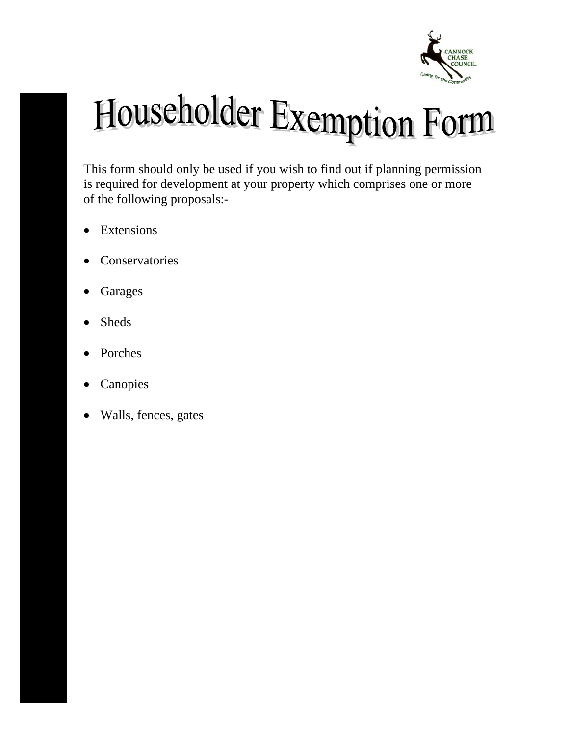# Householder Exemption Form

This form should only be used if you wish to find out if planning permission is required for development at your property which comprises one or more of the following proposals:-

- Extensions
- Conservatories
- Garages
- Sheds
- Porches
- Canopies
- Walls, fences, gates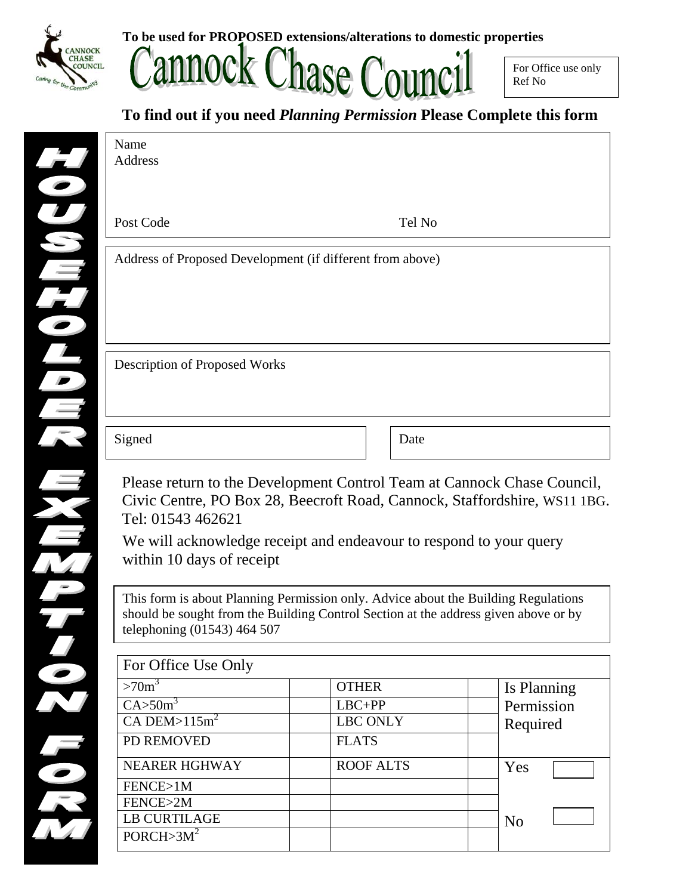To be used for PROPOSED extensions/alterations to domestic properties

# Cannock Chase Council

For Office use only
Ref No

## To find out if you need *Planning Permission* Please Complete this form

HOUSEHOLDER EXEMPTION FORM

Name
Address

Post Code Tel No

Address of Proposed Development (if different from above)

Description of Proposed Works

Signed

Date

Please return to the Development Control Team at Cannock Chase Council, Civic Centre, PO Box 28, Beecroft Road, Cannock, Staffordshire, WS11 1BG. Tel: 01543 462621

We will acknowledge receipt and endeavour to respond to your query within 10 days of receipt

This form is about Planning Permission only. Advice about the Building Regulations should be sought from the Building Control Section at the address given above or by telephoning (01543) 464 507

| For Office Use Only | | | | |
|---|---|---|---|---|
| $>70m^3$ | | OTHER | | Is Planning Permission Required |
| $CA>50m^3$ | | LBC+PP | | |
| CA DEM$>115m^2$ | | LBC ONLY | | |
| PD REMOVED | | FLATS | | |
| NEARER HGHWAY | | ROOF ALTS | | Yes |
| FENCE>1M | | | | |
| FENCE>2M | | | | |
| LB CURTILAGE | | | | No |
| PORCH$>3M^2$ | | | | |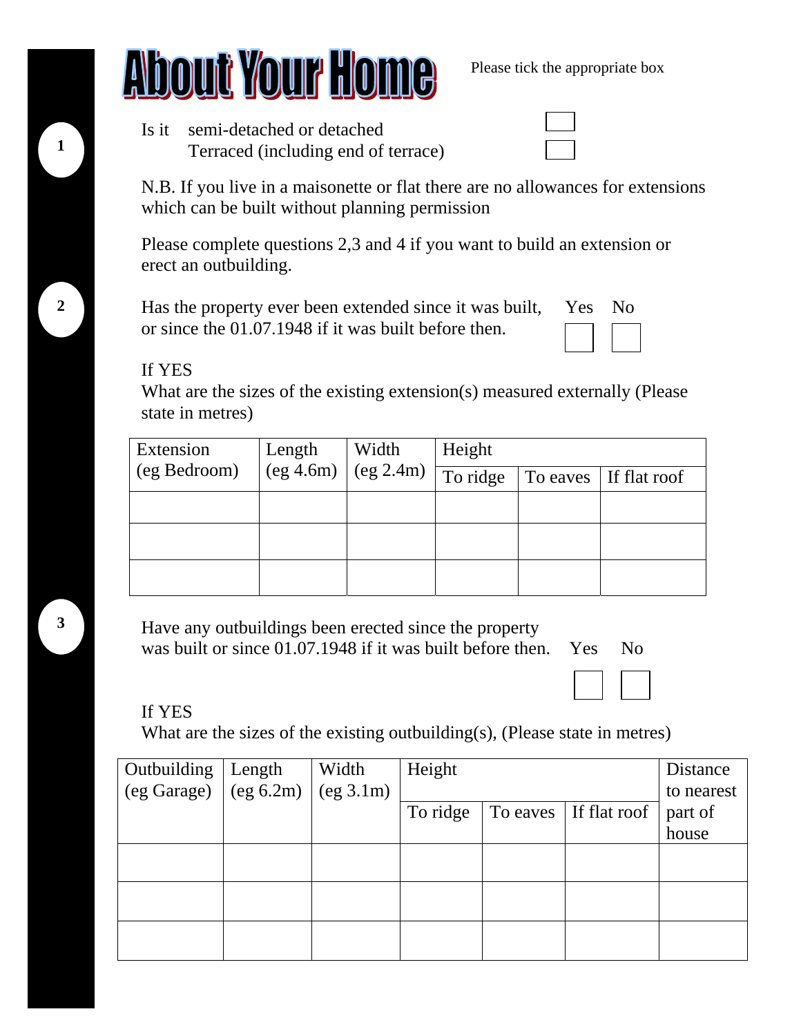# About Your Home

Please tick the appropriate box

**1**

Is it semi-detached or detached ☐
Terraced (including end of terrace) ☐

N.B. If you live in a maisonette or flat there are no allowances for extensions which can be built without planning permission

Please complete questions 2,3 and 4 if you want to build an extension or erect an outbuilding.

**2**

Has the property ever been extended since it was built, or since the 01.07.1948 if it was built before then.

Yes ☐ No ☐

If YES
What are the sizes of the existing extension(s) measured externally (Please state in metres)

| Extension (eg Bedroom) | Length (eg 4.6m) | Width (eg 2.4m) | Height | | |
|---|---|---|---|---|---|
| | | | To ridge | To eaves | If flat roof |
| | | | | | |
| | | | | | |
| | | | | | |

**3**

Have any outbuildings been erected since the property was built or since 01.07.1948 if it was built before then.

Yes ☐ No ☐

If YES
What are the sizes of the existing outbuilding(s), (Please state in metres)

| Outbuilding (eg Garage) | Length (eg 6.2m) | Width (eg 3.1m) | Height | | | Distance to nearest part of house |
|---|---|---|---|---|---|---|
| | | | To ridge | To eaves | If flat roof | |
| | | | | | | |
| | | | | | | |
| | | | | | | |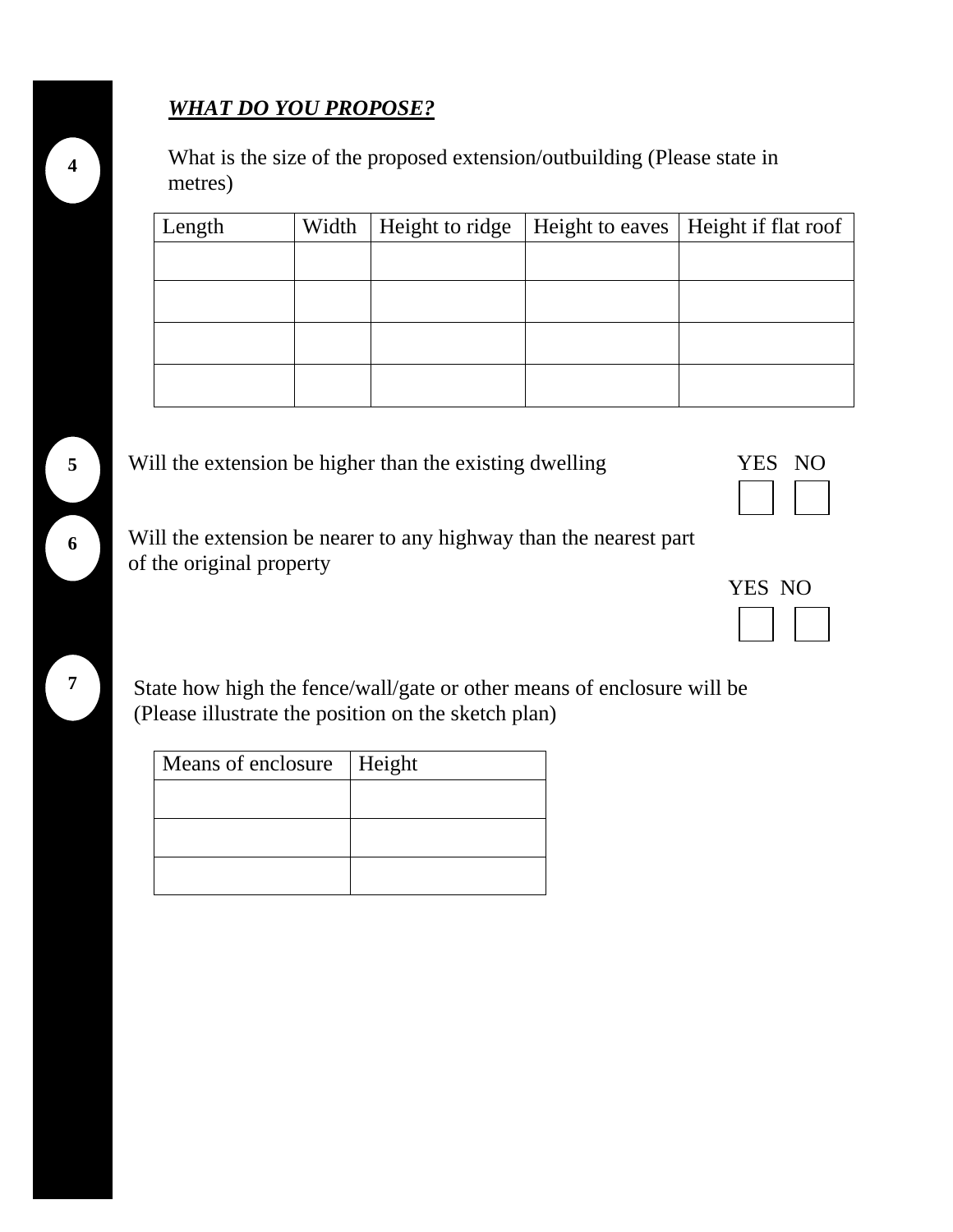***WHAT DO YOU PROPOSE?***

**4** What is the size of the proposed extension/outbuilding (Please state in metres)

| Length | Width | Height to ridge | Height to eaves | Height if flat roof |
|---|---|---|---|---|
| | | | | |
| | | | | |
| | | | | |
| | | | | |

**5** Will the extension be higher than the existing dwelling

YES ☐ NO ☐

**6** Will the extension be nearer to any highway than the nearest part of the original property

YES ☐ NO ☐

**7** State how high the fence/wall/gate or other means of enclosure will be (Please illustrate the position on the sketch plan)

| Means of enclosure | Height |
|---|---|
| | |
| | |
| | |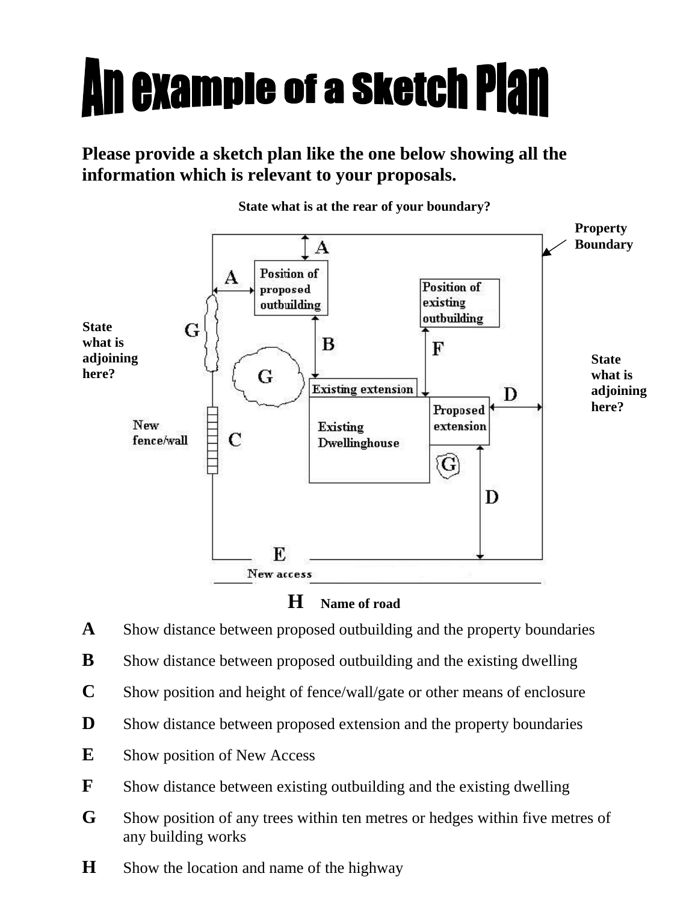# An example of a Sketch Plan

**Please provide a sketch plan like the one below showing all the information which is relevant to your proposals.**

**State what is at the rear of your boundary?**

**Property Boundary**

**State what is adjoining here?**

**State what is adjoining here?**

A

A

Position of proposed outbuilding

Position of existing outbuilding

G

B

F

G

Existing extension

D

Proposed extension

Existing Dwellinghouse

New fence/wall

C

G

D

E

New access

**H** **Name of road**

**A** Show distance between proposed outbuilding and the property boundaries

**B** Show distance between proposed outbuilding and the existing dwelling

**C** Show position and height of fence/wall/gate or other means of enclosure

**D** Show distance between proposed extension and the property boundaries

**E** Show position of New Access

**F** Show distance between existing outbuilding and the existing dwelling

**G** Show position of any trees within ten metres or hedges within five metres of any building works

**H** Show the location and name of the highway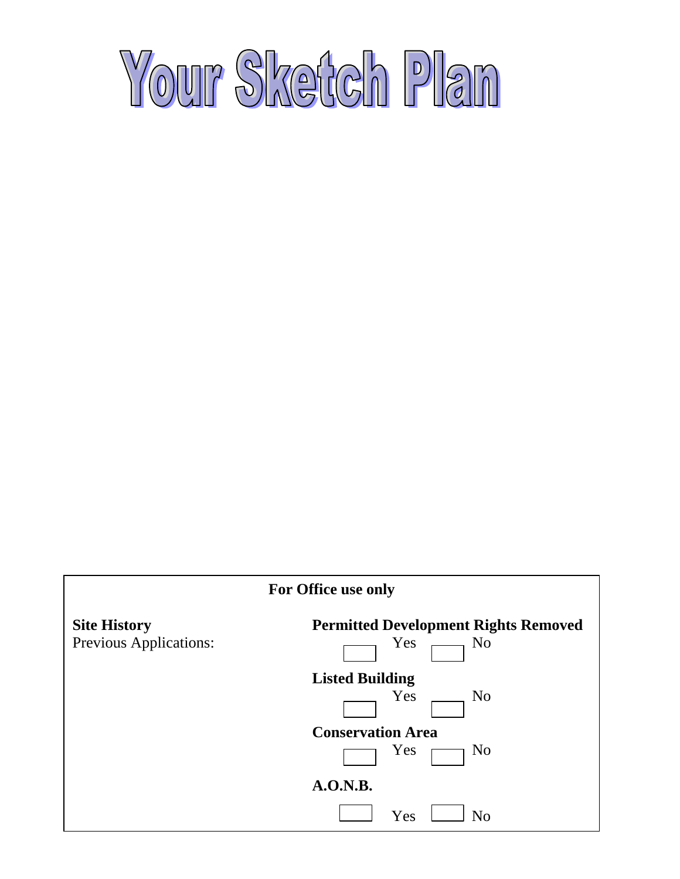# Your Sketch Plan

**For Office use only**

**Site History**

Previous Applications:

**Permitted Development Rights Removed**

☐ Yes ☐ No

**Listed Building**

☐ Yes ☐ No

**Conservation Area**

☐ Yes ☐ No

**A.O.N.B.**

☐ Yes ☐ No